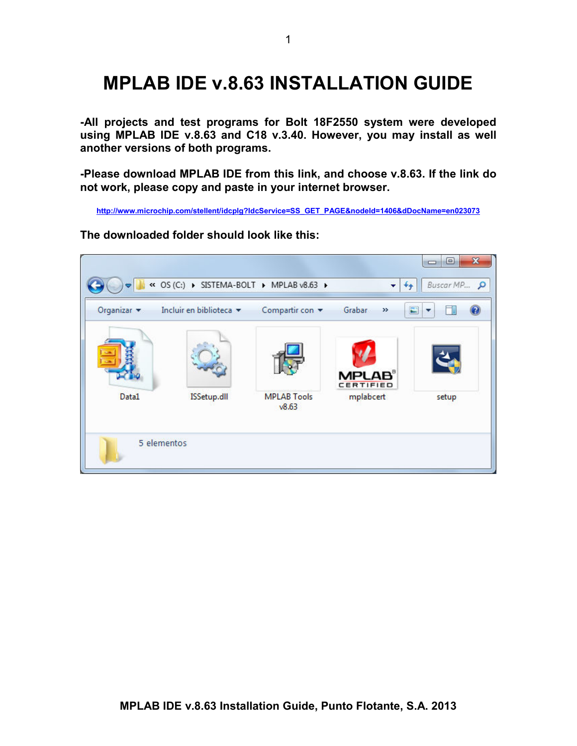# MPLAB IDE v.8.63 INSTALLATION GUIDE

**-All projects and test programs for Bolt 18F2550 system were developed using MPLAB IDE v.8.63 and C18 v.3.40. However, you may install as well another versions of both programs.**

**-Please download MPLAB IDE from this link, and choose v.8.63. If the link do not work, please copy and paste in your internet browser.**

http://www.microchip.com/stellent/idcplg?IdcService=SS_GET_PAGE&nodeId=1406&dDocName=en023073

**The downloaded folder should look like this:**

**MPLAB IDE v.8.63 Installation Guide, Punto Flotante, S.A. 2013**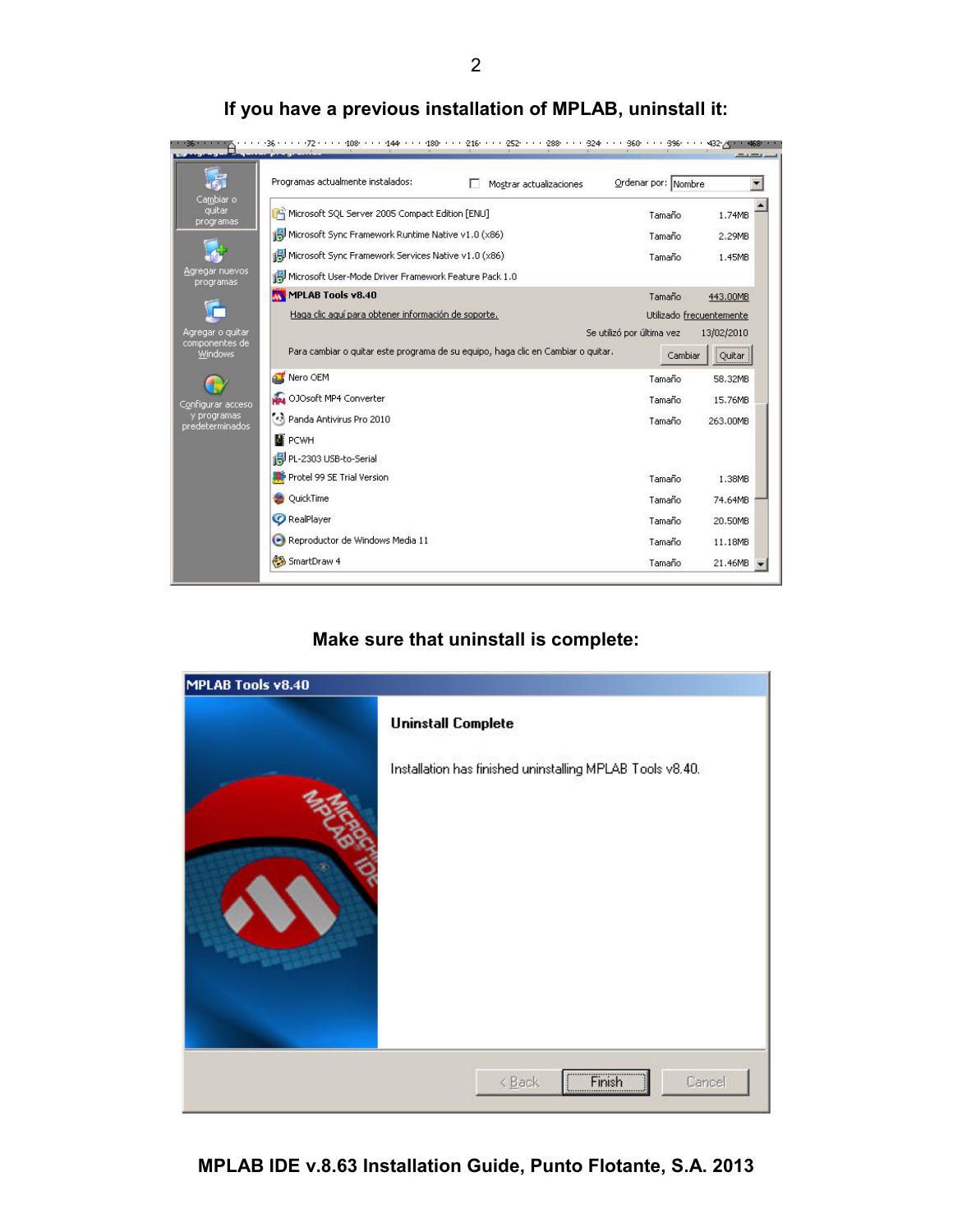**If you have a previous installation of MPLAB, uninstall it:**

**Make sure that uninstall is complete:**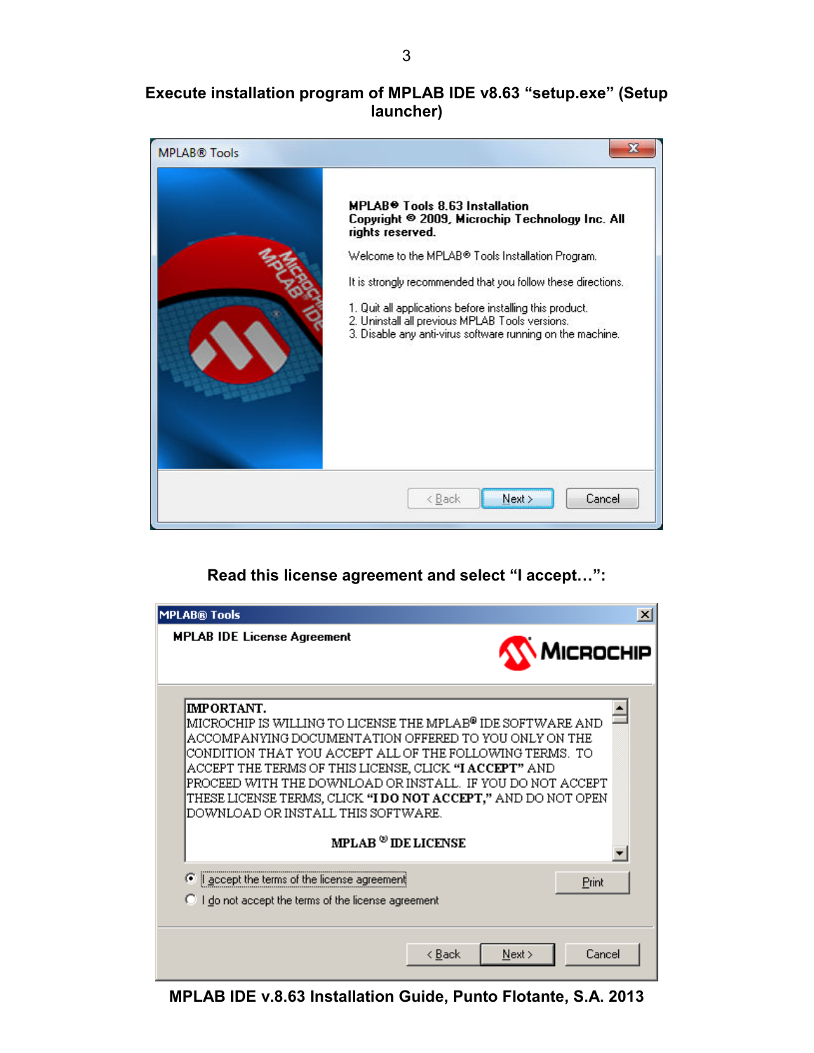**Execute installation program of MPLAB IDE v8.63 "setup.exe" (Setup launcher)**

MPLAB® Tools

**MPLAB® Tools 8.63 Installation**
**Copyright © 2009, Microchip Technology Inc. All rights reserved.**

Welcome to the MPLAB® Tools Installation Program.

It is strongly recommended that you follow these directions.

1. Quit all applications before installing this product.
2. Uninstall all previous MPLAB Tools versions.
3. Disable any anti-virus software running on the machine.

< Back | Next > | Cancel

**Read this license agreement and select "I accept…":**

MPLAB® Tools

**MPLAB IDE License Agreement**

**IMPORTANT.**
MICROCHIP IS WILLING TO LICENSE THE MPLAB® IDE SOFTWARE AND ACCOMPANYING DOCUMENTATION OFFERED TO YOU ONLY ON THE CONDITION THAT YOU ACCEPT ALL OF THE FOLLOWING TERMS. TO ACCEPT THE TERMS OF THIS LICENSE, CLICK **"I ACCEPT"** AND PROCEED WITH THE DOWNLOAD OR INSTALL. IF YOU DO NOT ACCEPT THESE LICENSE TERMS, CLICK **"I DO NOT ACCEPT,"** AND DO NOT OPEN DOWNLOAD OR INSTALL THIS SOFTWARE.

**MPLAB® IDE LICENSE**

- (•) I accept the terms of the license agreement
- ( ) I do not accept the terms of the license agreement

Print

< Back | Next > | Cancel

**MPLAB IDE v.8.63 Installation Guide, Punto Flotante, S.A. 2013**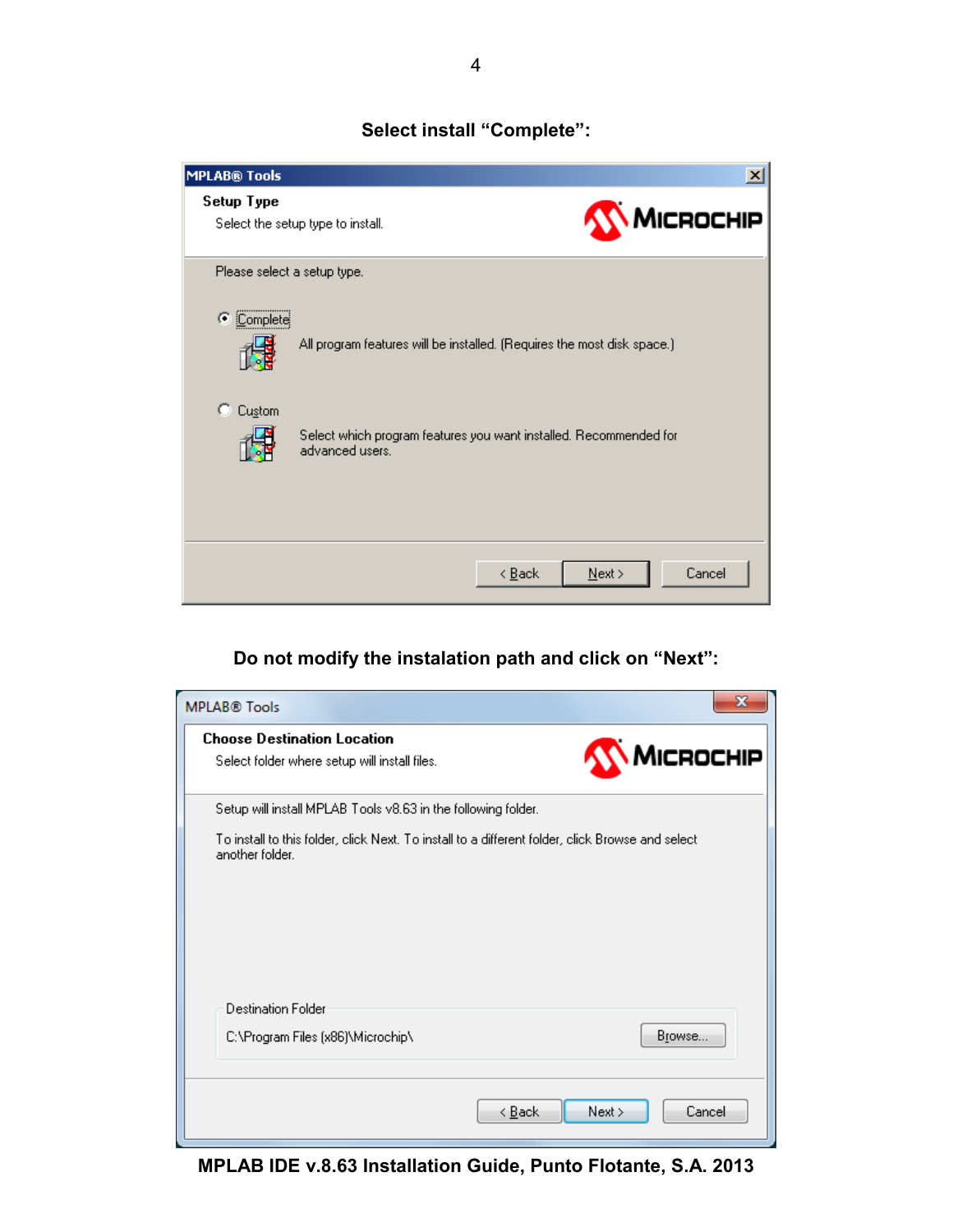**Select install “Complete”:**

MPLAB® Tools

**Setup Type**

Select the setup type to install.

MICROCHIP

Please select a setup type.

- (•) Complete

  All program features will be installed. (Requires the most disk space.)

- ( ) Custom

  Select which program features you want installed. Recommended for advanced users.

< Back | Next > | Cancel

**Do not modify the instalation path and click on “Next”:**

MPLAB® Tools

**Choose Destination Location**

Select folder where setup will install files.

MICROCHIP

Setup will install MPLAB Tools v8.63 in the following folder.

To install to this folder, click Next. To install to a different folder, click Browse and select another folder.

Destination Folder

C:\Program Files (x86)\Microchip\ | Browse...

< Back | Next > | Cancel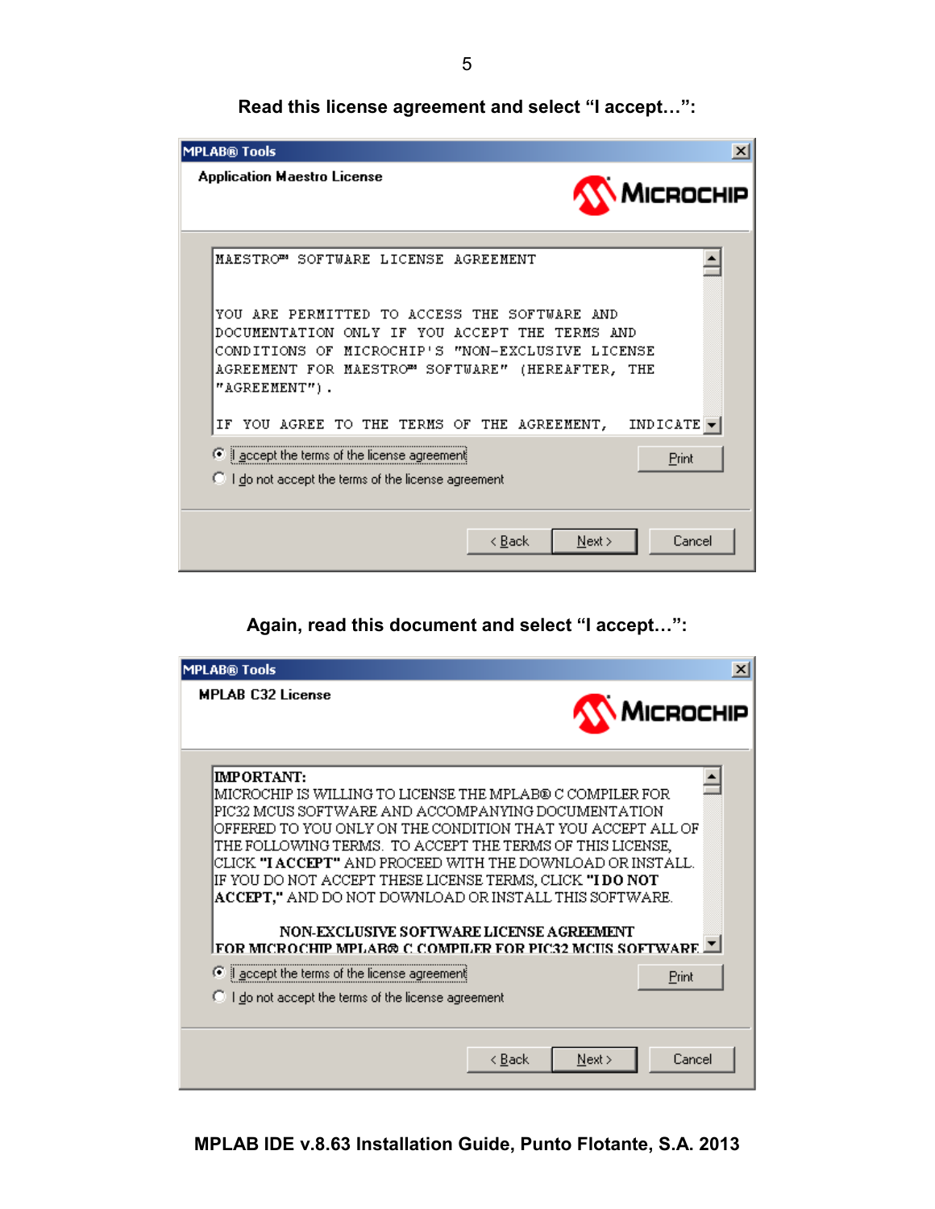Read this license agreement and select “I accept…”:

MPLAB® Tools

Application Maestro License

MICROCHIP

```
MAESTRO™ SOFTWARE LICENSE AGREEMENT


YOU ARE PERMITTED TO ACCESS THE SOFTWARE AND
DOCUMENTATION ONLY IF YOU ACCEPT THE TERMS AND
CONDITIONS OF MICROCHIP'S "NON-EXCLUSIVE LICENSE
AGREEMENT FOR MAESTRO™ SOFTWARE" (HEREAFTER, THE
"AGREEMENT").

IF YOU AGREE TO THE TERMS OF THE AGREEMENT, INDICATE
```

- (•) I accept the terms of the license agreement
- ( ) I do not accept the terms of the license agreement

Print

< Back | Next > | Cancel

Again, read this document and select “I accept…”:

MPLAB® Tools

MPLAB C32 License

MICROCHIP

**IMPORTANT:**
MICROCHIP IS WILLING TO LICENSE THE MPLAB® C COMPILER FOR PIC32 MCUS SOFTWARE AND ACCOMPANYING DOCUMENTATION OFFERED TO YOU ONLY ON THE CONDITION THAT YOU ACCEPT ALL OF THE FOLLOWING TERMS. TO ACCEPT THE TERMS OF THIS LICENSE, CLICK **"I ACCEPT"** AND PROCEED WITH THE DOWNLOAD OR INSTALL. IF YOU DO NOT ACCEPT THESE LICENSE TERMS, CLICK **"I DO NOT ACCEPT,"** AND DO NOT DOWNLOAD OR INSTALL THIS SOFTWARE.

**NON-EXCLUSIVE SOFTWARE LICENSE AGREEMENT**
**FOR MICROCHIP MPLAB® C COMPILER FOR PIC32 MCUS SOFTWARE**

- (•) I accept the terms of the license agreement
- ( ) I do not accept the terms of the license agreement

Print

< Back | Next > | Cancel

**MPLAB IDE v.8.63 Installation Guide, Punto Flotante, S.A. 2013**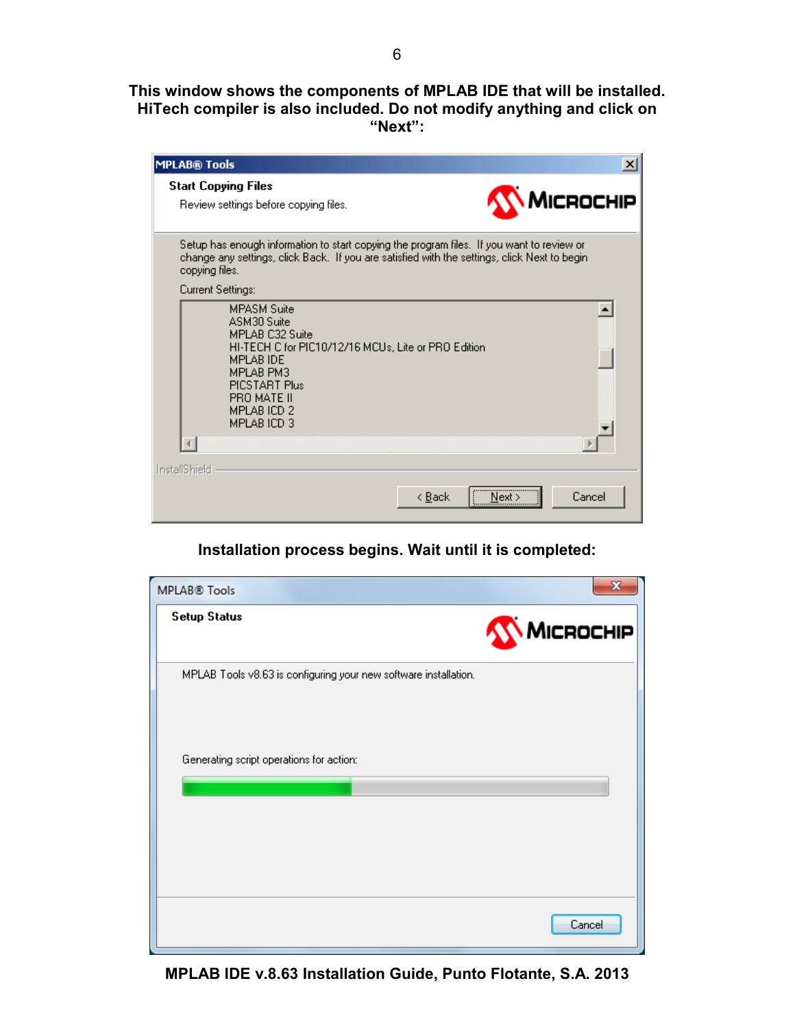**This window shows the components of MPLAB IDE that will be installed. HiTech compiler is also included. Do not modify anything and click on "Next":**

MPLAB® Tools

**Start Copying Files**

Review settings before copying files.

Setup has enough information to start copying the program files. If you want to review or change any settings, click Back. If you are satisfied with the settings, click Next to begin copying files.

Current Settings:

MPASM Suite
ASM30 Suite
MPLAB C32 Suite
HI-TECH C for PIC10/12/16 MCUs, Lite or PRO Edition
MPLAB IDE
MPLAB PM3
PICSTART Plus
PRO MATE II
MPLAB ICD 2
MPLAB ICD 3

InstallShield

< Back | Next > | Cancel

**Installation process begins. Wait until it is completed:**

MPLAB® Tools

**Setup Status**

MPLAB Tools v8.63 is configuring your new software installation.

Generating script operations for action:

Cancel

**MPLAB IDE v.8.63 Installation Guide, Punto Flotante, S.A. 2013**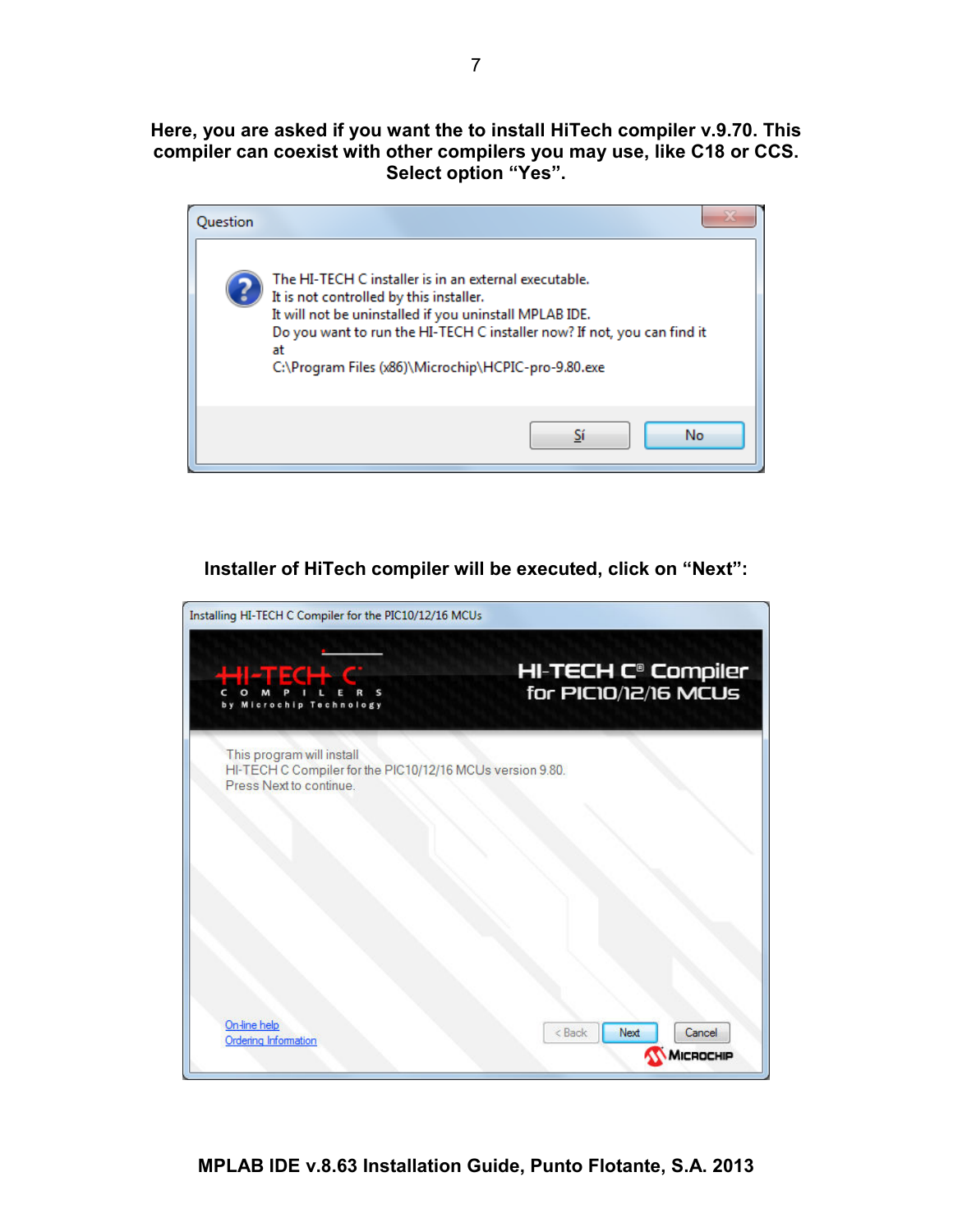**Here, you are asked if you want the to install HiTech compiler v.9.70. This compiler can coexist with other compilers you may use, like C18 or CCS. Select option "Yes".**

Question

The HI-TECH C installer is in an external executable.
It is not controlled by this installer.
It will not be uninstalled if you uninstall MPLAB IDE.
Do you want to run the HI-TECH C installer now? If not, you can find it at
C:\Program Files (x86)\Microchip\HCPIC-pro-9.80.exe

Sí | No

**Installer of HiTech compiler will be executed, click on "Next":**

Installing HI-TECH C Compiler for the PIC10/12/16 MCUs

HI-TECH C COMPILERS by Microchip Technology

HI-TECH C® Compiler for PIC10/12/16 MCUs

This program will install
HI-TECH C Compiler for the PIC10/12/16 MCUs version 9.80.
Press Next to continue.

On-line help
Ordering Information

< Back | Next | Cancel

MICROCHIP

**MPLAB IDE v.8.63 Installation Guide, Punto Flotante, S.A. 2013**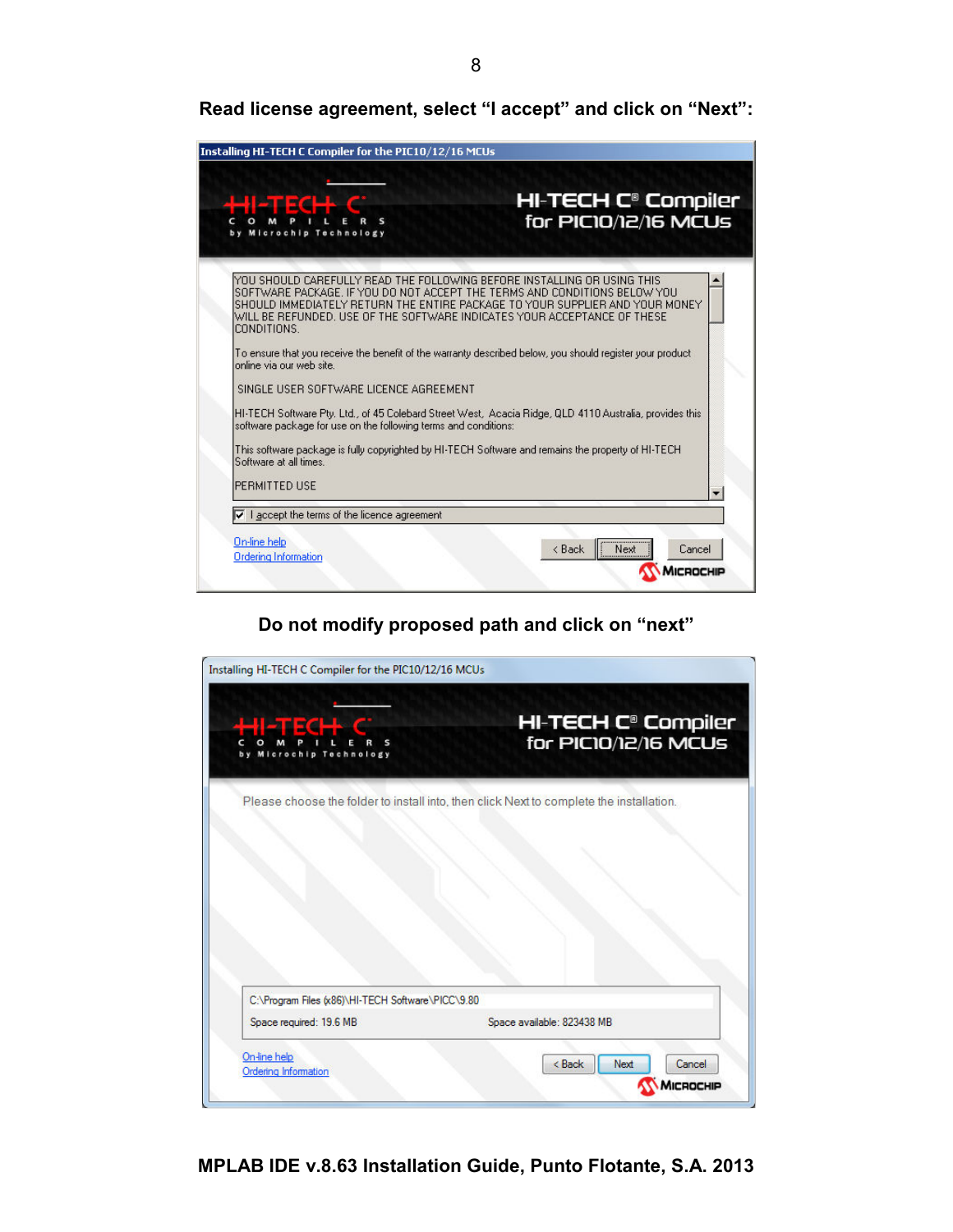**Read license agreement, select "I accept" and click on "Next":**

**Do not modify proposed path and click on "next"**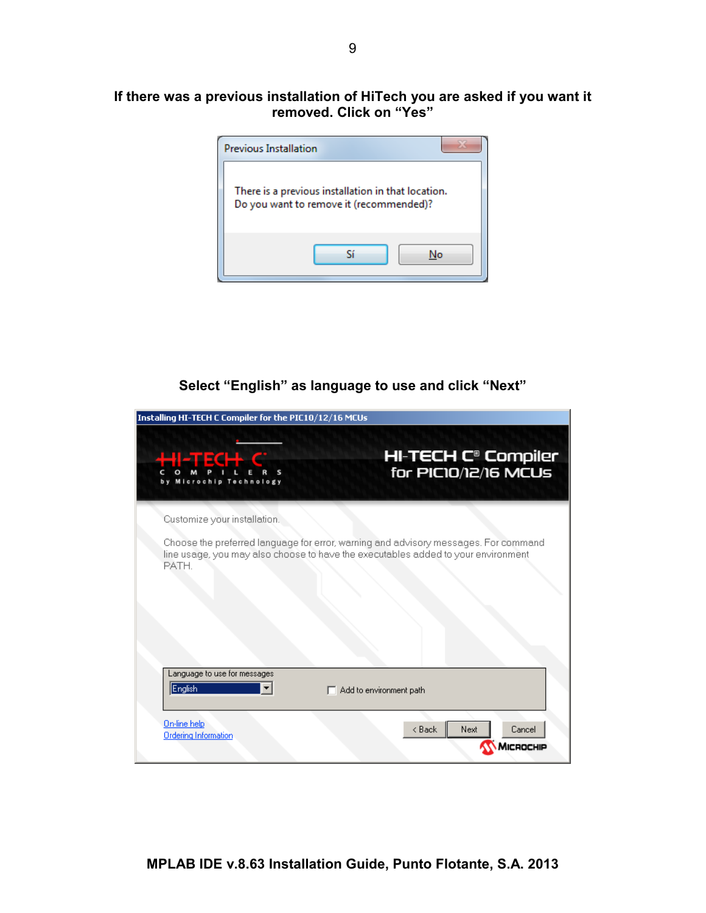**If there was a previous installation of HiTech you are asked if you want it removed. Click on "Yes"**

Previous Installation

There is a previous installation in that location.
Do you want to remove it (recommended)?

Sí No

**Select "English" as language to use and click "Next"**

Installing HI-TECH C Compiler for the PIC10/12/16 MCUs

HI-TECH C COMPILERS by Microchip Technology

HI-TECH C® Compiler for PIC10/12/16 MCUs

Customize your installation.

Choose the preferred language for error, warning and advisory messages. For command line usage, you may also choose to have the executables added to your environment PATH.

Language to use for messages

English

Add to environment path

On-line help
Ordering Information

< Back Next Cancel

MICROCHIP

**MPLAB IDE v.8.63 Installation Guide, Punto Flotante, S.A. 2013**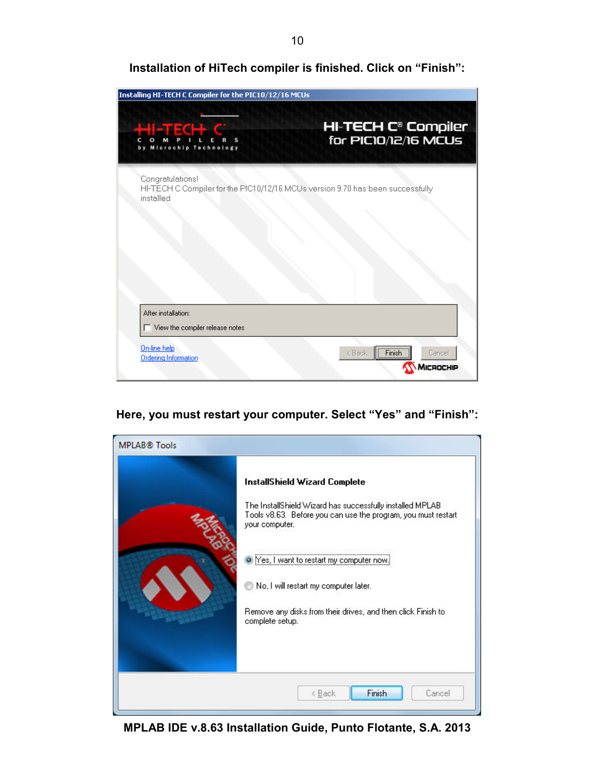**Installation of HiTech compiler is finished. Click on "Finish":**

Installing HI-TECH C Compiler for the PIC10/12/16 MCUs

HI-TECH C COMPILERS by Microchip Technology

HI-TECH C® Compiler for PIC10/12/16 MCUs

Congratulations!
HI-TECH C Compiler for the PIC10/12/16 MCUs version 9.70 has been successfully installed

After installation:

- [ ] View the compiler release notes

On-line help
Ordering Information

< Back | Finish | Cancel

MICROCHIP

**Here, you must restart your computer. Select "Yes" and "Finish":**

MPLAB® Tools

**InstallShield Wizard Complete**

The InstallShield Wizard has successfully installed MPLAB Tools v8.63. Before you can use the program, you must restart your computer.

- (•) Yes, I want to restart my computer now.
- ( ) No, I will restart my computer later.

Remove any disks from their drives, and then click Finish to complete setup.

< Back | Finish | Cancel

**MPLAB IDE v.8.63 Installation Guide, Punto Flotante, S.A. 2013**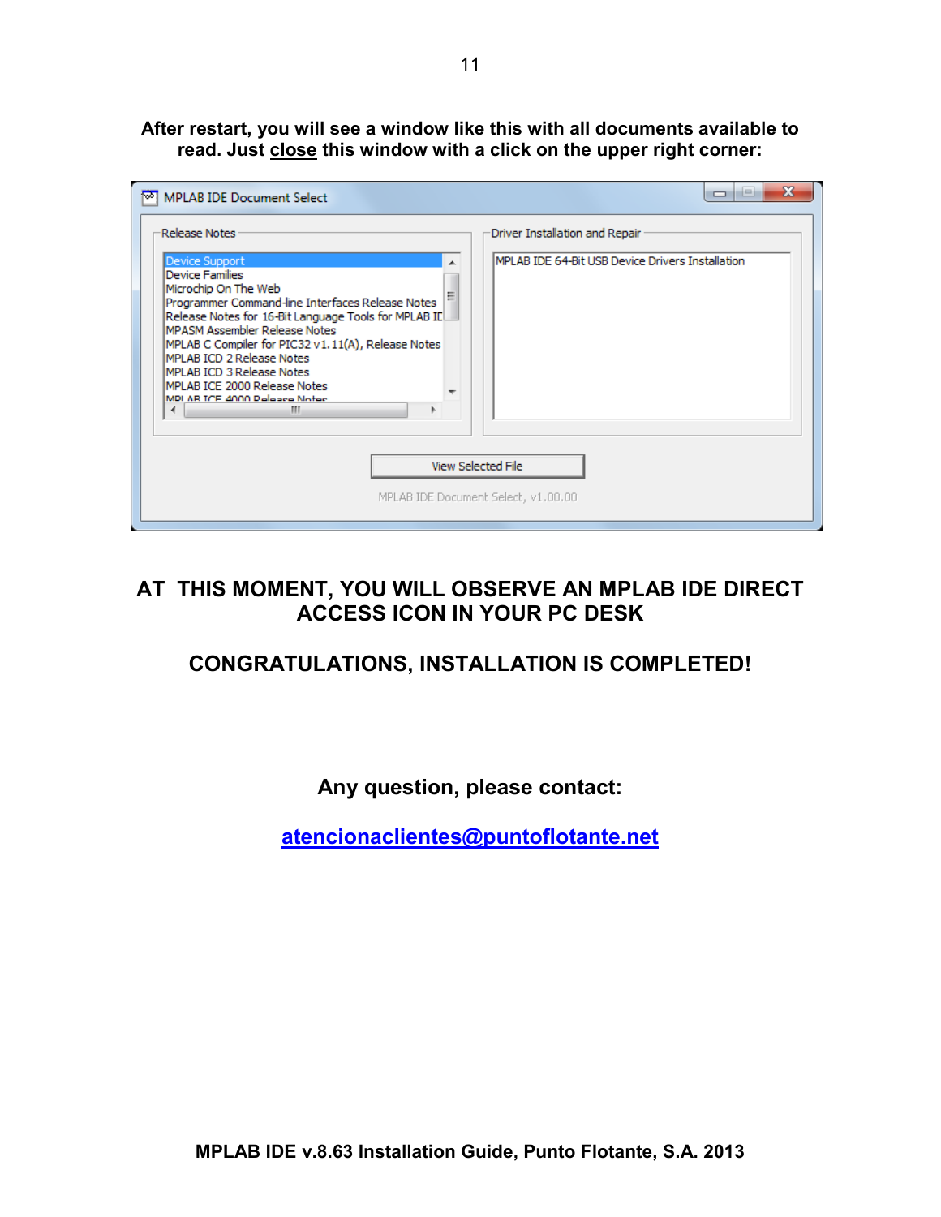**After restart, you will see a window like this with all documents available to read. Just close this window with a click on the upper right corner:**

MPLAB IDE Document Select

Release Notes

Device Support
Device Families
Microchip On The Web
Programmer Command-line Interfaces Release Notes
Release Notes for 16-Bit Language Tools for MPLAB IDE
MPASM Assembler Release Notes
MPLAB C Compiler for PIC32 v1.11(A), Release Notes
MPLAB ICD 2 Release Notes
MPLAB ICD 3 Release Notes
MPLAB ICE 2000 Release Notes
MPLAB ICE 4000 Release Notes

Driver Installation and Repair

MPLAB IDE 64-Bit USB Device Drivers Installation

View Selected File

MPLAB IDE Document Select, v1.00.00

**AT THIS MOMENT, YOU WILL OBSERVE AN MPLAB IDE DIRECT ACCESS ICON IN YOUR PC DESK**

**CONGRATULATIONS, INSTALLATION IS COMPLETED!**

**Any question, please contact:**

**atencionaclientes@puntoflotante.net**

**MPLAB IDE v.8.63 Installation Guide, Punto Flotante, S.A. 2013**